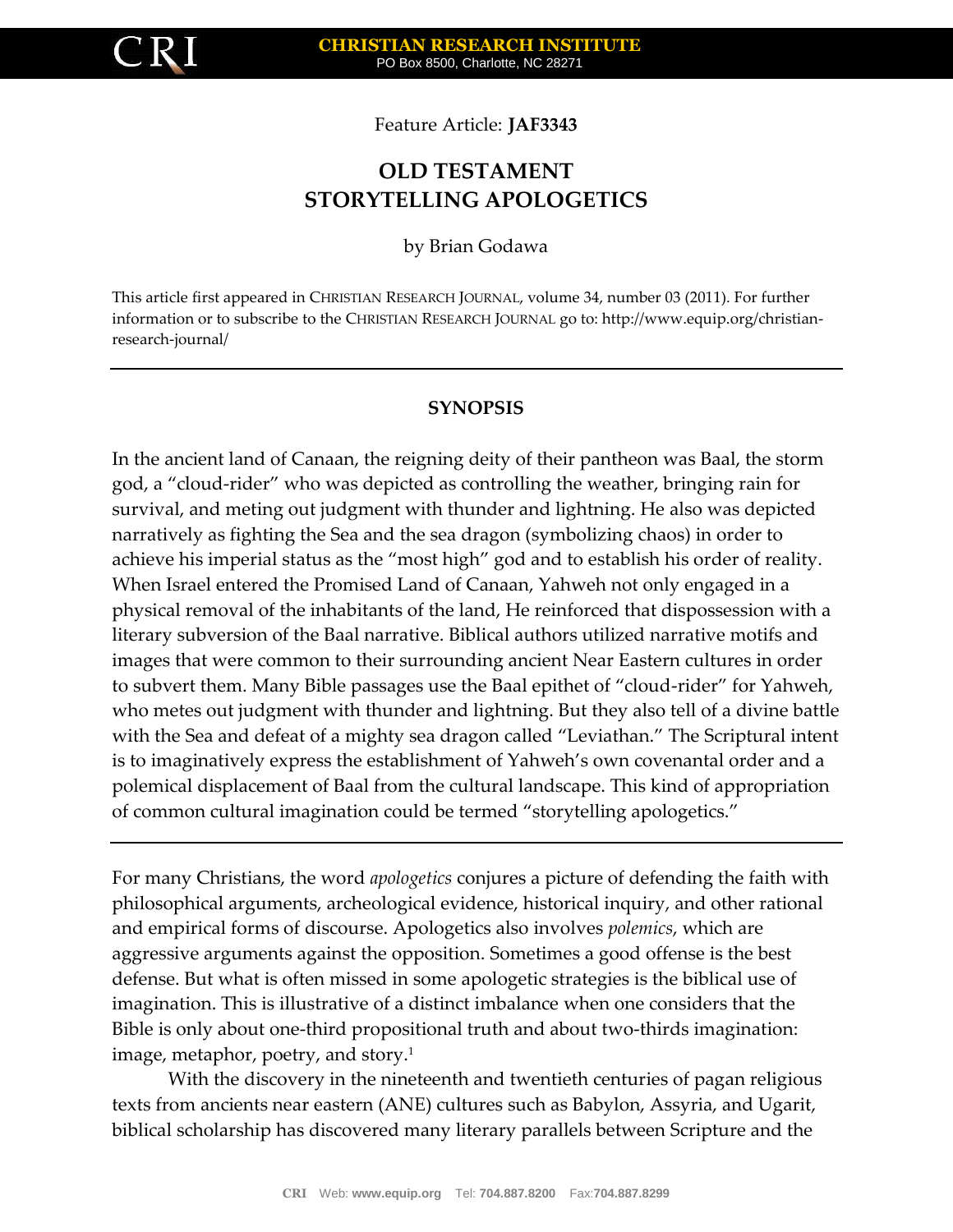Feature Article: **JAF3343**

# OLD TESTAMENT STORYTELLING APOLOGETICS

by Brian Godawa

This article first appeared in CHRISTIAN RESEARCH JOURNAL, volume 34, number 03 (2011). For further information or to subscribe to the CHRISTIAN RESEARCH JOURNAL go to: http://www.equip.org/christian-research-journal/

---

## SYNOPSIS

In the ancient land of Canaan, the reigning deity of their pantheon was Baal, the storm god, a "cloud-rider" who was depicted as controlling the weather, bringing rain for survival, and meting out judgment with thunder and lightning. He also was depicted narratively as fighting the Sea and the sea dragon (symbolizing chaos) in order to achieve his imperial status as the "most high" god and to establish his order of reality. When Israel entered the Promised Land of Canaan, Yahweh not only engaged in a physical removal of the inhabitants of the land, He reinforced that dispossession with a literary subversion of the Baal narrative. Biblical authors utilized narrative motifs and images that were common to their surrounding ancient Near Eastern cultures in order to subvert them. Many Bible passages use the Baal epithet of "cloud-rider" for Yahweh, who metes out judgment with thunder and lightning. But they also tell of a divine battle with the Sea and defeat of a mighty sea dragon called "Leviathan." The Scriptural intent is to imaginatively express the establishment of Yahweh's own covenantal order and a polemical displacement of Baal from the cultural landscape. This kind of appropriation of common cultural imagination could be termed "storytelling apologetics."

---

For many Christians, the word *apologetics* conjures a picture of defending the faith with philosophical arguments, archeological evidence, historical inquiry, and other rational and empirical forms of discourse. Apologetics also involves *polemics*, which are aggressive arguments against the opposition. Sometimes a good offense is the best defense. But what is often missed in some apologetic strategies is the biblical use of imagination. This is illustrative of a distinct imbalance when one considers that the Bible is only about one-third propositional truth and about two-thirds imagination: image, metaphor, poetry, and story.[1]

With the discovery in the nineteenth and twentieth centuries of pagan religious texts from ancients near eastern (ANE) cultures such as Babylon, Assyria, and Ugarit, biblical scholarship has discovered many literary parallels between Scripture and the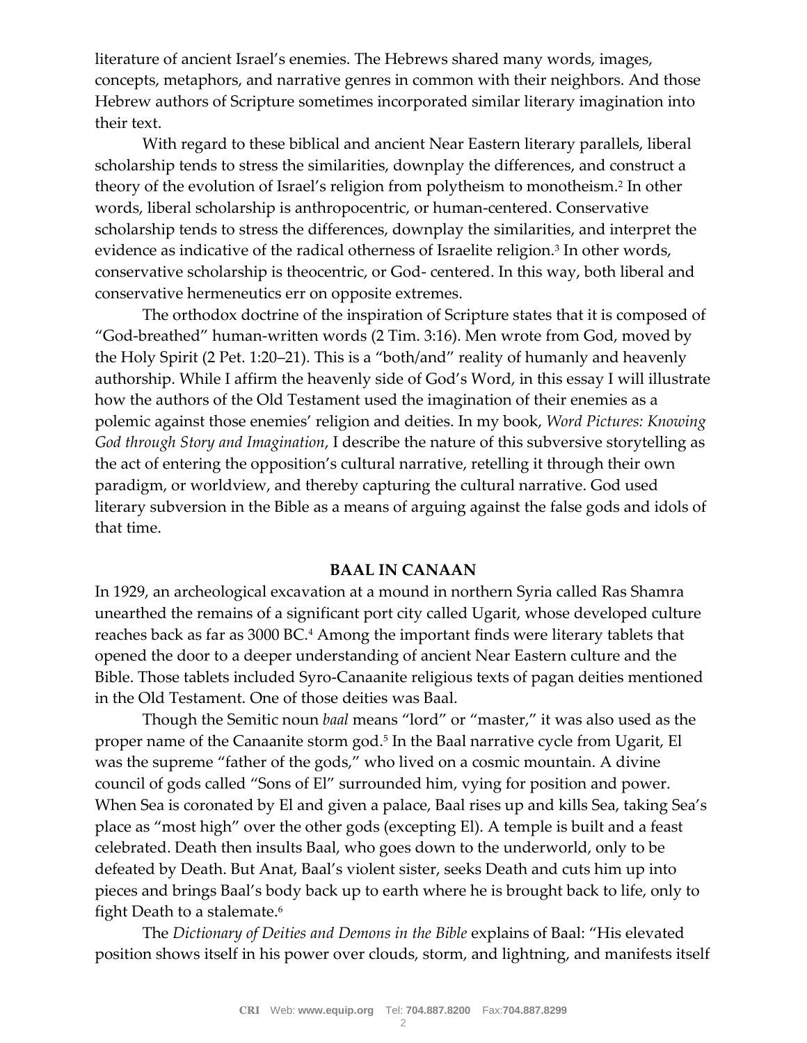literature of ancient Israel's enemies. The Hebrews shared many words, images, concepts, metaphors, and narrative genres in common with their neighbors. And those Hebrew authors of Scripture sometimes incorporated similar literary imagination into their text.

With regard to these biblical and ancient Near Eastern literary parallels, liberal scholarship tends to stress the similarities, downplay the differences, and construct a theory of the evolution of Israel's religion from polytheism to monotheism.[2] In other words, liberal scholarship is anthropocentric, or human-centered. Conservative scholarship tends to stress the differences, downplay the similarities, and interpret the evidence as indicative of the radical otherness of Israelite religion.[3] In other words, conservative scholarship is theocentric, or God- centered. In this way, both liberal and conservative hermeneutics err on opposite extremes.

The orthodox doctrine of the inspiration of Scripture states that it is composed of "God-breathed" human-written words (2 Tim. 3:16). Men wrote from God, moved by the Holy Spirit (2 Pet. 1:20–21). This is a "both/and" reality of humanly and heavenly authorship. While I affirm the heavenly side of God's Word, in this essay I will illustrate how the authors of the Old Testament used the imagination of their enemies as a polemic against those enemies' religion and deities. In my book, *Word Pictures: Knowing God through Story and Imagination*, I describe the nature of this subversive storytelling as the act of entering the opposition's cultural narrative, retelling it through their own paradigm, or worldview, and thereby capturing the cultural narrative. God used literary subversion in the Bible as a means of arguing against the false gods and idols of that time.

## BAAL IN CANAAN

In 1929, an archeological excavation at a mound in northern Syria called Ras Shamra unearthed the remains of a significant port city called Ugarit, whose developed culture reaches back as far as 3000 BC.[4] Among the important finds were literary tablets that opened the door to a deeper understanding of ancient Near Eastern culture and the Bible. Those tablets included Syro-Canaanite religious texts of pagan deities mentioned in the Old Testament. One of those deities was Baal.

Though the Semitic noun *baal* means "lord" or "master," it was also used as the proper name of the Canaanite storm god.[5] In the Baal narrative cycle from Ugarit, El was the supreme "father of the gods," who lived on a cosmic mountain. A divine council of gods called "Sons of El" surrounded him, vying for position and power. When Sea is coronated by El and given a palace, Baal rises up and kills Sea, taking Sea's place as "most high" over the other gods (excepting El). A temple is built and a feast celebrated. Death then insults Baal, who goes down to the underworld, only to be defeated by Death. But Anat, Baal's violent sister, seeks Death and cuts him up into pieces and brings Baal's body back up to earth where he is brought back to life, only to fight Death to a stalemate.[6]

The *Dictionary of Deities and Demons in the Bible* explains of Baal: "His elevated position shows itself in his power over clouds, storm, and lightning, and manifests itself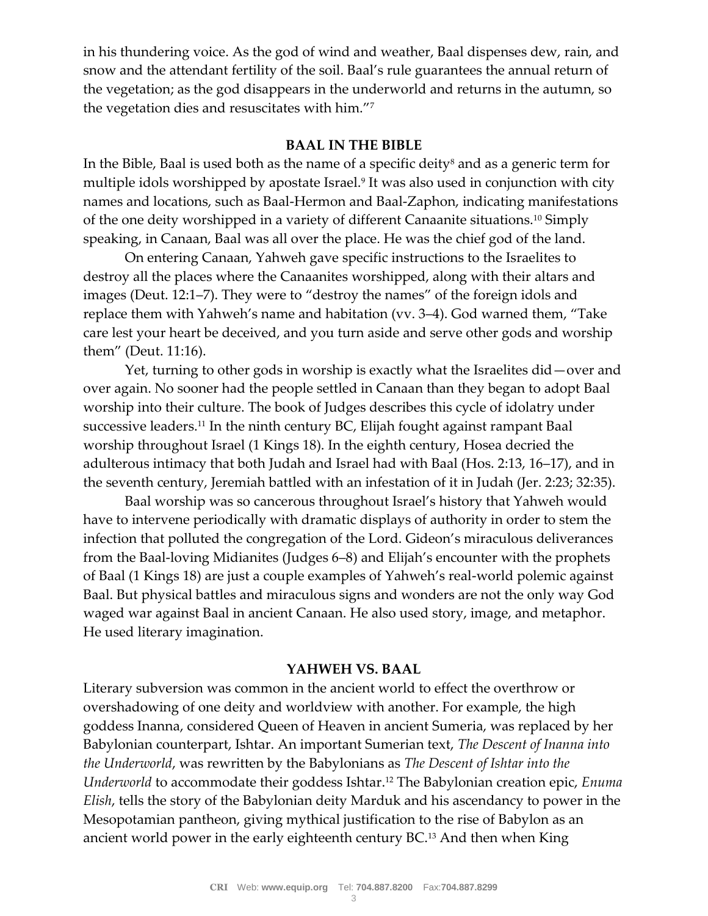in his thundering voice. As the god of wind and weather, Baal dispenses dew, rain, and snow and the attendant fertility of the soil. Baal's rule guarantees the annual return of the vegetation; as the god disappears in the underworld and returns in the autumn, so the vegetation dies and resuscitates with him."[7]

## BAAL IN THE BIBLE

In the Bible, Baal is used both as the name of a specific deity[8] and as a generic term for multiple idols worshipped by apostate Israel.[9] It was also used in conjunction with city names and locations, such as Baal-Hermon and Baal-Zaphon, indicating manifestations of the one deity worshipped in a variety of different Canaanite situations.[10] Simply speaking, in Canaan, Baal was all over the place. He was the chief god of the land.

On entering Canaan, Yahweh gave specific instructions to the Israelites to destroy all the places where the Canaanites worshipped, along with their altars and images (Deut. 12:1–7). They were to "destroy the names" of the foreign idols and replace them with Yahweh's name and habitation (vv. 3–4). God warned them, "Take care lest your heart be deceived, and you turn aside and serve other gods and worship them" (Deut. 11:16).

Yet, turning to other gods in worship is exactly what the Israelites did—over and over again. No sooner had the people settled in Canaan than they began to adopt Baal worship into their culture. The book of Judges describes this cycle of idolatry under successive leaders.[11] In the ninth century BC, Elijah fought against rampant Baal worship throughout Israel (1 Kings 18). In the eighth century, Hosea decried the adulterous intimacy that both Judah and Israel had with Baal (Hos. 2:13, 16–17), and in the seventh century, Jeremiah battled with an infestation of it in Judah (Jer. 2:23; 32:35).

Baal worship was so cancerous throughout Israel's history that Yahweh would have to intervene periodically with dramatic displays of authority in order to stem the infection that polluted the congregation of the Lord. Gideon's miraculous deliverances from the Baal-loving Midianites (Judges 6–8) and Elijah's encounter with the prophets of Baal (1 Kings 18) are just a couple examples of Yahweh's real-world polemic against Baal. But physical battles and miraculous signs and wonders are not the only way God waged war against Baal in ancient Canaan. He also used story, image, and metaphor. He used literary imagination.

## YAHWEH VS. BAAL

Literary subversion was common in the ancient world to effect the overthrow or overshadowing of one deity and worldview with another. For example, the high goddess Inanna, considered Queen of Heaven in ancient Sumeria, was replaced by her Babylonian counterpart, Ishtar. An important Sumerian text, *The Descent of Inanna into the Underworld*, was rewritten by the Babylonians as *The Descent of Ishtar into the Underworld* to accommodate their goddess Ishtar.[12] The Babylonian creation epic, *Enuma Elish*, tells the story of the Babylonian deity Marduk and his ascendancy to power in the Mesopotamian pantheon, giving mythical justification to the rise of Babylon as an ancient world power in the early eighteenth century BC.[13] And then when King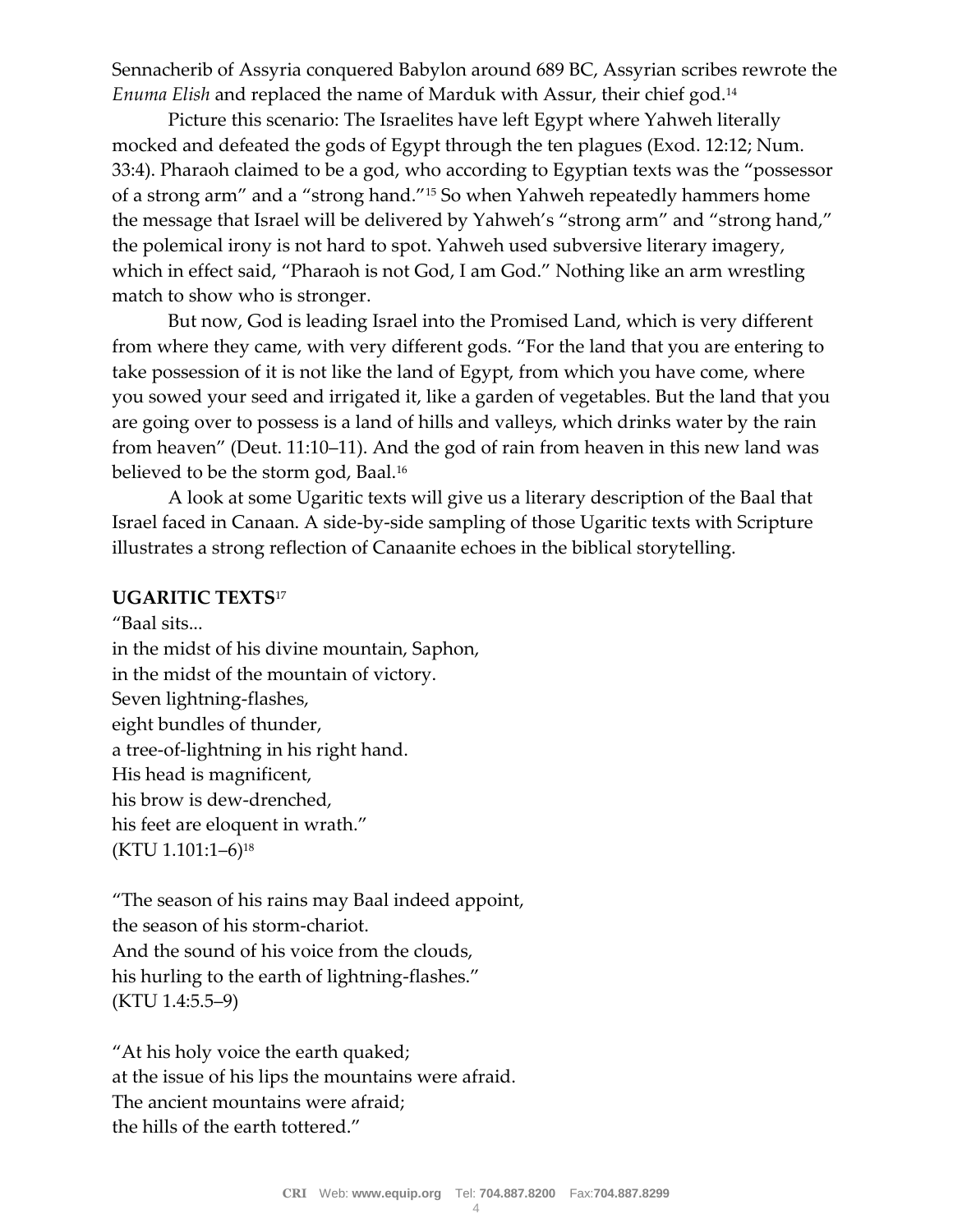Sennacherib of Assyria conquered Babylon around 689 BC, Assyrian scribes rewrote the *Enuma Elish* and replaced the name of Marduk with Assur, their chief god.[14]

Picture this scenario: The Israelites have left Egypt where Yahweh literally mocked and defeated the gods of Egypt through the ten plagues (Exod. 12:12; Num. 33:4). Pharaoh claimed to be a god, who according to Egyptian texts was the "possessor of a strong arm" and a "strong hand."[15] So when Yahweh repeatedly hammers home the message that Israel will be delivered by Yahweh's "strong arm" and "strong hand," the polemical irony is not hard to spot. Yahweh used subversive literary imagery, which in effect said, "Pharaoh is not God, I am God." Nothing like an arm wrestling match to show who is stronger.

But now, God is leading Israel into the Promised Land, which is very different from where they came, with very different gods. "For the land that you are entering to take possession of it is not like the land of Egypt, from which you have come, where you sowed your seed and irrigated it, like a garden of vegetables. But the land that you are going over to possess is a land of hills and valleys, which drinks water by the rain from heaven" (Deut. 11:10–11). And the god of rain from heaven in this new land was believed to be the storm god, Baal.[16]

A look at some Ugaritic texts will give us a literary description of the Baal that Israel faced in Canaan. A side-by-side sampling of those Ugaritic texts with Scripture illustrates a strong reflection of Canaanite echoes in the biblical storytelling.

**UGARITIC TEXTS**[17]

"Baal sits...
in the midst of his divine mountain, Saphon,
in the midst of the mountain of victory.
Seven lightning-flashes,
eight bundles of thunder,
a tree-of-lightning in his right hand.
His head is magnificent,
his brow is dew-drenched,
his feet are eloquent in wrath."
(KTU 1.101:1–6)[18]

"The season of his rains may Baal indeed appoint,
the season of his storm-chariot.
And the sound of his voice from the clouds,
his hurling to the earth of lightning-flashes."
(KTU 1.4:5.5–9)

"At his holy voice the earth quaked;
at the issue of his lips the mountains were afraid.
The ancient mountains were afraid;
the hills of the earth tottered."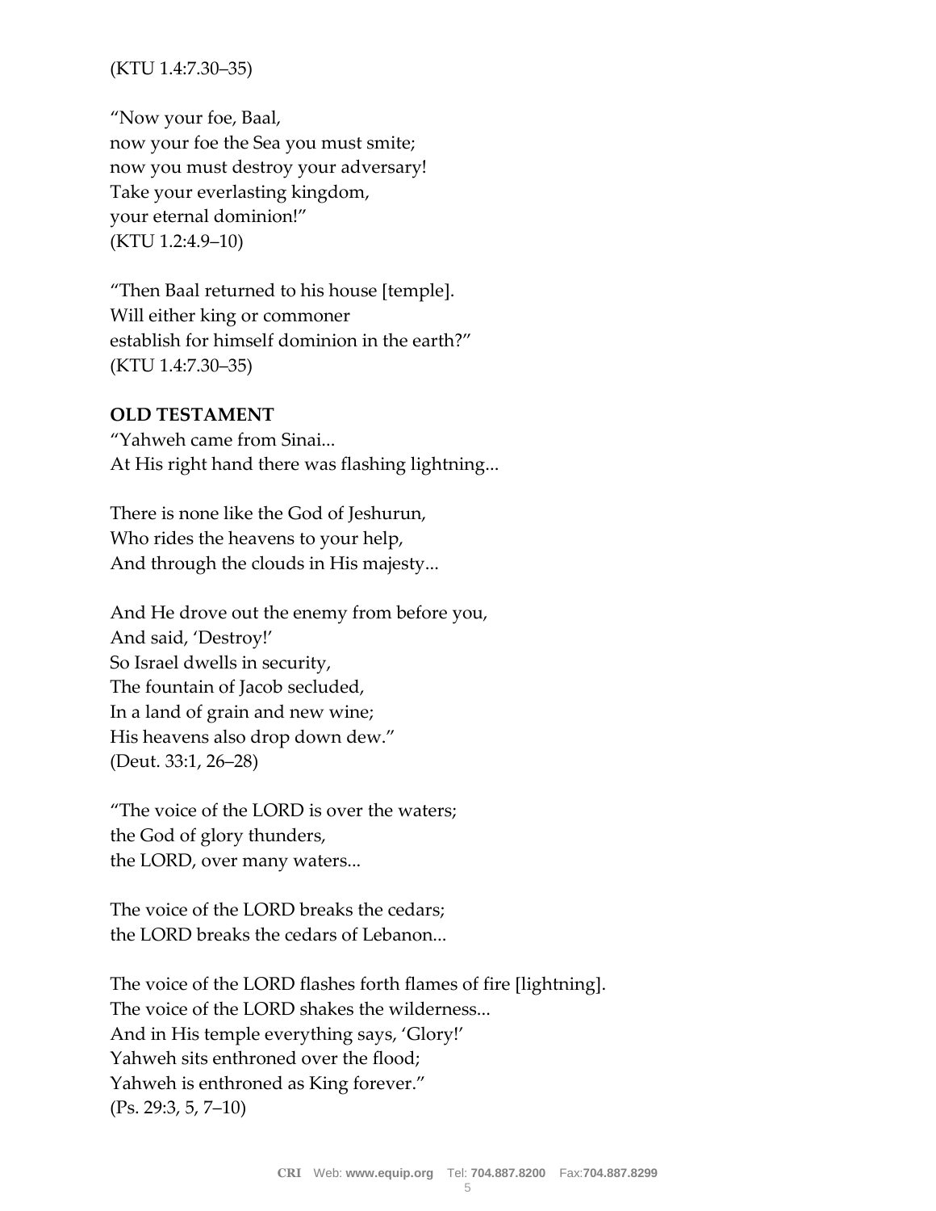(KTU 1.4:7.30–35)

"Now your foe, Baal,
now your foe the Sea you must smite;
now you must destroy your adversary!
Take your everlasting kingdom,
your eternal dominion!"
(KTU 1.2:4.9–10)

"Then Baal returned to his house [temple].
Will either king or commoner
establish for himself dominion in the earth?"
(KTU 1.4:7.30–35)

**OLD TESTAMENT**

"Yahweh came from Sinai...
At His right hand there was flashing lightning...

There is none like the God of Jeshurun,
Who rides the heavens to your help,
And through the clouds in His majesty...

And He drove out the enemy from before you,
And said, 'Destroy!'
So Israel dwells in security,
The fountain of Jacob secluded,
In a land of grain and new wine;
His heavens also drop down dew."
(Deut. 33:1, 26–28)

"The voice of the LORD is over the waters;
the God of glory thunders,
the LORD, over many waters...

The voice of the LORD breaks the cedars;
the LORD breaks the cedars of Lebanon...

The voice of the LORD flashes forth flames of fire [lightning].
The voice of the LORD shakes the wilderness...
And in His temple everything says, 'Glory!'
Yahweh sits enthroned over the flood;
Yahweh is enthroned as King forever."
(Ps. 29:3, 5, 7–10)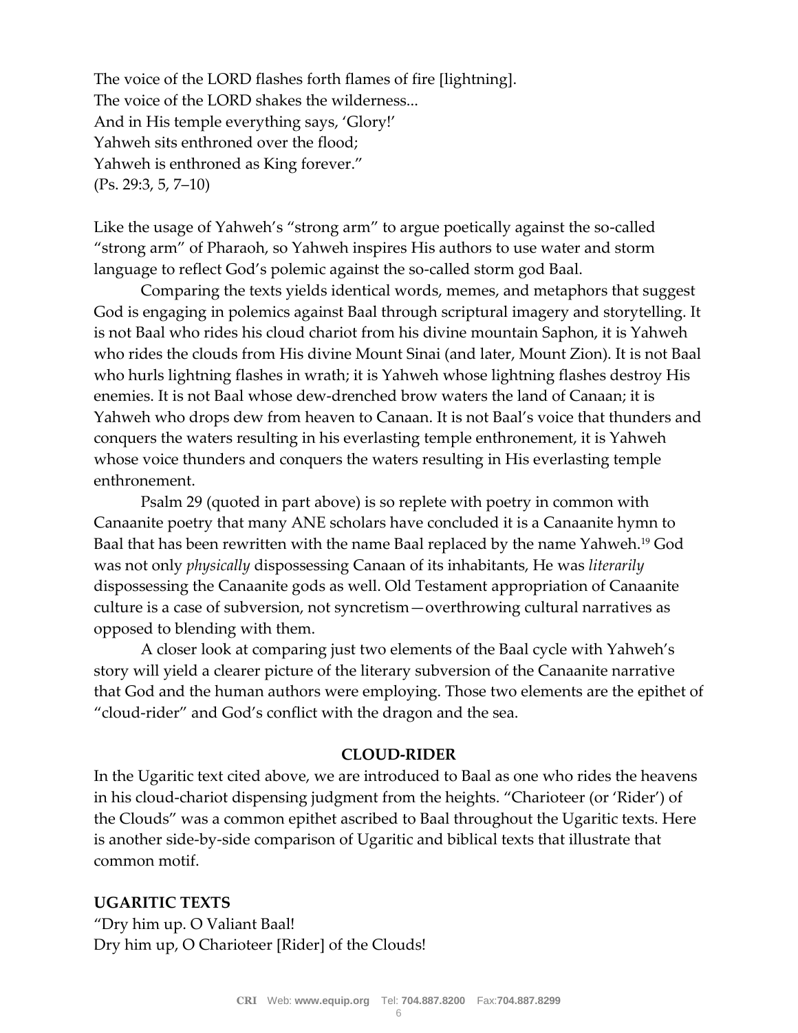The voice of the LORD flashes forth flames of fire [lightning].
The voice of the LORD shakes the wilderness...
And in His temple everything says, 'Glory!'
Yahweh sits enthroned over the flood;
Yahweh is enthroned as King forever."
(Ps. 29:3, 5, 7–10)

Like the usage of Yahweh's "strong arm" to argue poetically against the so-called "strong arm" of Pharaoh, so Yahweh inspires His authors to use water and storm language to reflect God's polemic against the so-called storm god Baal.

Comparing the texts yields identical words, memes, and metaphors that suggest God is engaging in polemics against Baal through scriptural imagery and storytelling. It is not Baal who rides his cloud chariot from his divine mountain Saphon, it is Yahweh who rides the clouds from His divine Mount Sinai (and later, Mount Zion). It is not Baal who hurls lightning flashes in wrath; it is Yahweh whose lightning flashes destroy His enemies. It is not Baal whose dew-drenched brow waters the land of Canaan; it is Yahweh who drops dew from heaven to Canaan. It is not Baal's voice that thunders and conquers the waters resulting in his everlasting temple enthronement, it is Yahweh whose voice thunders and conquers the waters resulting in His everlasting temple enthronement.

Psalm 29 (quoted in part above) is so replete with poetry in common with Canaanite poetry that many ANE scholars have concluded it is a Canaanite hymn to Baal that has been rewritten with the name Baal replaced by the name Yahweh.[19] God was not only *physically* dispossessing Canaan of its inhabitants, He was *literarily* dispossessing the Canaanite gods as well. Old Testament appropriation of Canaanite culture is a case of subversion, not syncretism—overthrowing cultural narratives as opposed to blending with them.

A closer look at comparing just two elements of the Baal cycle with Yahweh's story will yield a clearer picture of the literary subversion of the Canaanite narrative that God and the human authors were employing. Those two elements are the epithet of "cloud-rider" and God's conflict with the dragon and the sea.

## CLOUD-RIDER

In the Ugaritic text cited above, we are introduced to Baal as one who rides the heavens in his cloud-chariot dispensing judgment from the heights. "Charioteer (or 'Rider') of the Clouds" was a common epithet ascribed to Baal throughout the Ugaritic texts. Here is another side-by-side comparison of Ugaritic and biblical texts that illustrate that common motif.

**UGARITIC TEXTS**

"Dry him up. O Valiant Baal!
Dry him up, O Charioteer [Rider] of the Clouds!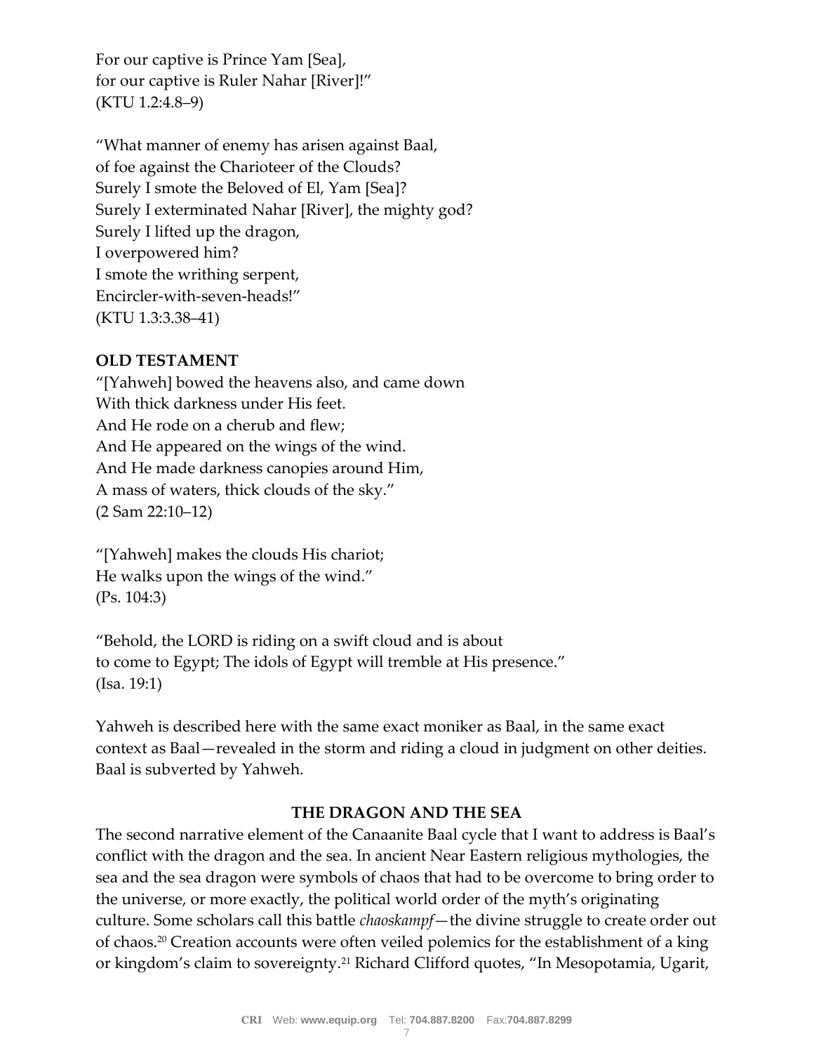For our captive is Prince Yam [Sea],
for our captive is Ruler Nahar [River]!"
(KTU 1.2:4.8–9)

"What manner of enemy has arisen against Baal,
of foe against the Charioteer of the Clouds?
Surely I smote the Beloved of El, Yam [Sea]?
Surely I exterminated Nahar [River], the mighty god?
Surely I lifted up the dragon,
I overpowered him?
I smote the writhing serpent,
Encircler-with-seven-heads!"
(KTU 1.3:3.38–41)

**OLD TESTAMENT**

"[Yahweh] bowed the heavens also, and came down
With thick darkness under His feet.
And He rode on a cherub and flew;
And He appeared on the wings of the wind.
And He made darkness canopies around Him,
A mass of waters, thick clouds of the sky."
(2 Sam 22:10–12)

"[Yahweh] makes the clouds His chariot;
He walks upon the wings of the wind."
(Ps. 104:3)

"Behold, the LORD is riding on a swift cloud and is about
to come to Egypt; The idols of Egypt will tremble at His presence."
(Isa. 19:1)

Yahweh is described here with the same exact moniker as Baal, in the same exact context as Baal—revealed in the storm and riding a cloud in judgment on other deities. Baal is subverted by Yahweh.

## THE DRAGON AND THE SEA

The second narrative element of the Canaanite Baal cycle that I want to address is Baal's conflict with the dragon and the sea. In ancient Near Eastern religious mythologies, the sea and the sea dragon were symbols of chaos that had to be overcome to bring order to the universe, or more exactly, the political world order of the myth's originating culture. Some scholars call this battle *chaoskampf*—the divine struggle to create order out of chaos.[20] Creation accounts were often veiled polemics for the establishment of a king or kingdom's claim to sovereignty.[21] Richard Clifford quotes, "In Mesopotamia, Ugarit,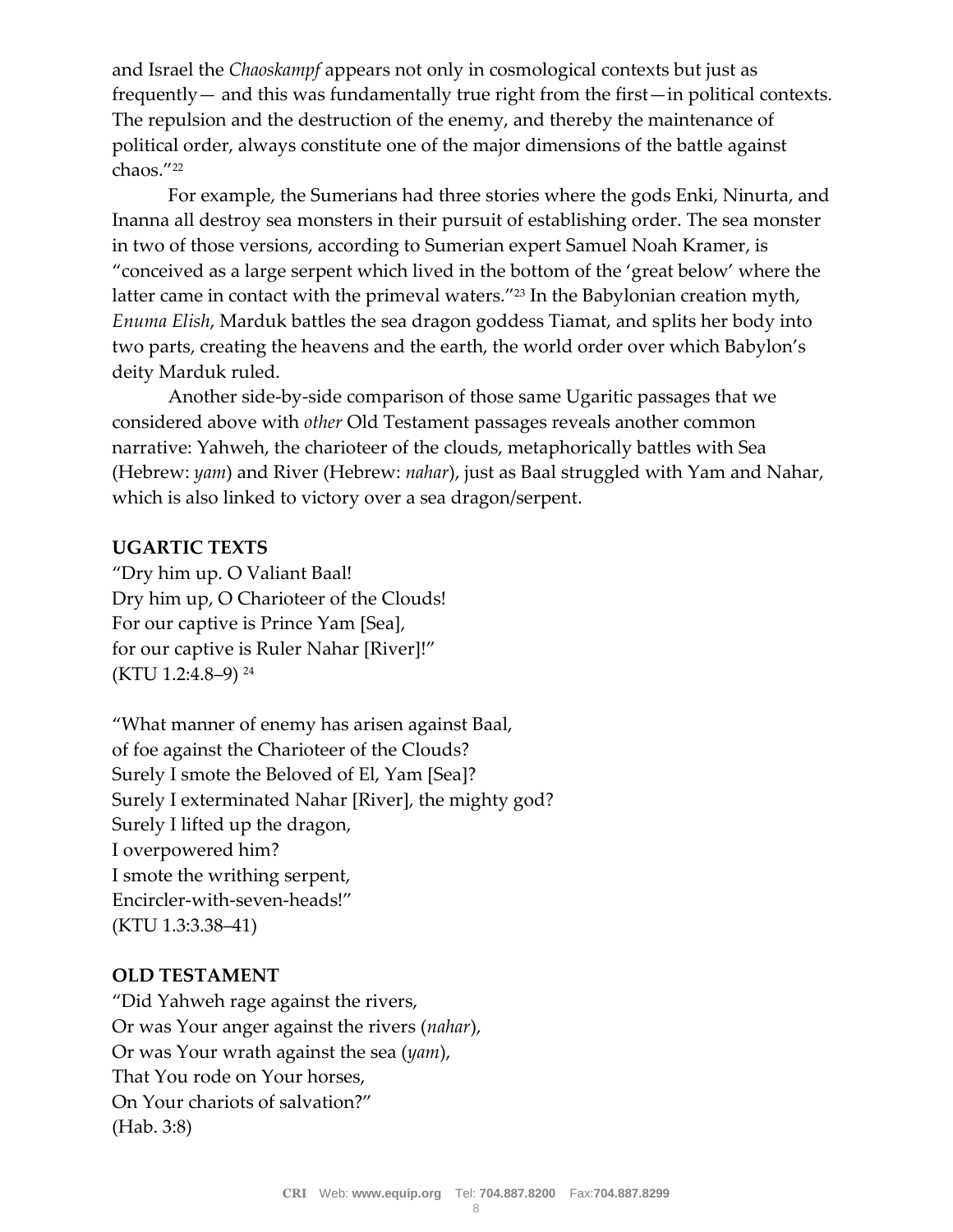and Israel the *Chaoskampf* appears not only in cosmological contexts but just as frequently— and this was fundamentally true right from the first—in political contexts. The repulsion and the destruction of the enemy, and thereby the maintenance of political order, always constitute one of the major dimensions of the battle against chaos."[22]

For example, the Sumerians had three stories where the gods Enki, Ninurta, and Inanna all destroy sea monsters in their pursuit of establishing order. The sea monster in two of those versions, according to Sumerian expert Samuel Noah Kramer, is "conceived as a large serpent which lived in the bottom of the 'great below' where the latter came in contact with the primeval waters."[23] In the Babylonian creation myth, *Enuma Elish*, Marduk battles the sea dragon goddess Tiamat, and splits her body into two parts, creating the heavens and the earth, the world order over which Babylon's deity Marduk ruled.

Another side-by-side comparison of those same Ugaritic passages that we considered above with *other* Old Testament passages reveals another common narrative: Yahweh, the charioteer of the clouds, metaphorically battles with Sea (Hebrew: *yam*) and River (Hebrew: *nahar*), just as Baal struggled with Yam and Nahar, which is also linked to victory over a sea dragon/serpent.

**UGARTIC TEXTS**

"Dry him up. O Valiant Baal!
Dry him up, O Charioteer of the Clouds!
For our captive is Prince Yam [Sea],
for our captive is Ruler Nahar [River]!"
(KTU 1.2:4.8–9) [24]

"What manner of enemy has arisen against Baal,
of foe against the Charioteer of the Clouds?
Surely I smote the Beloved of El, Yam [Sea]?
Surely I exterminated Nahar [River], the mighty god?
Surely I lifted up the dragon,
I overpowered him?
I smote the writhing serpent,
Encircler-with-seven-heads!"
(KTU 1.3:3.38–41)

**OLD TESTAMENT**

"Did Yahweh rage against the rivers,
Or was Your anger against the rivers (*nahar*),
Or was Your wrath against the sea (*yam*),
That You rode on Your horses,
On Your chariots of salvation?"
(Hab. 3:8)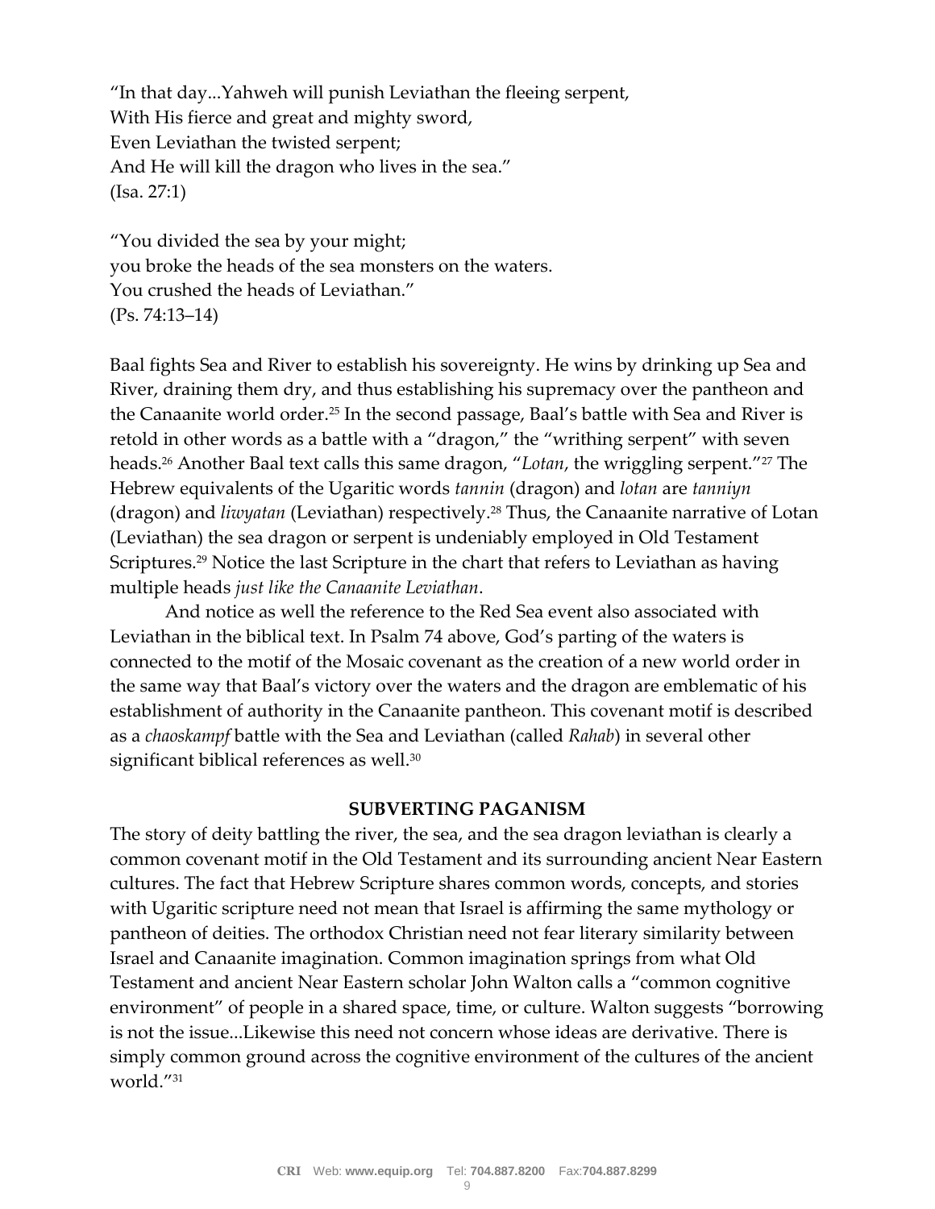"In that day...Yahweh will punish Leviathan the fleeing serpent,
With His fierce and great and mighty sword,
Even Leviathan the twisted serpent;
And He will kill the dragon who lives in the sea."
(Isa. 27:1)

"You divided the sea by your might;
you broke the heads of the sea monsters on the waters.
You crushed the heads of Leviathan."
(Ps. 74:13–14)

Baal fights Sea and River to establish his sovereignty. He wins by drinking up Sea and River, draining them dry, and thus establishing his supremacy over the pantheon and the Canaanite world order.[25] In the second passage, Baal's battle with Sea and River is retold in other words as a battle with a "dragon," the "writhing serpent" with seven heads.[26] Another Baal text calls this same dragon, "*Lotan*, the wriggling serpent."[27] The Hebrew equivalents of the Ugaritic words *tannin* (dragon) and *lotan* are *tanniyn* (dragon) and *liwyatan* (Leviathan) respectively.[28] Thus, the Canaanite narrative of Lotan (Leviathan) the sea dragon or serpent is undeniably employed in Old Testament Scriptures.[29] Notice the last Scripture in the chart that refers to Leviathan as having multiple heads *just like the Canaanite Leviathan*.

And notice as well the reference to the Red Sea event also associated with Leviathan in the biblical text. In Psalm 74 above, God's parting of the waters is connected to the motif of the Mosaic covenant as the creation of a new world order in the same way that Baal's victory over the waters and the dragon are emblematic of his establishment of authority in the Canaanite pantheon. This covenant motif is described as a *chaoskampf* battle with the Sea and Leviathan (called *Rahab*) in several other significant biblical references as well.[30]

## SUBVERTING PAGANISM

The story of deity battling the river, the sea, and the sea dragon leviathan is clearly a common covenant motif in the Old Testament and its surrounding ancient Near Eastern cultures. The fact that Hebrew Scripture shares common words, concepts, and stories with Ugaritic scripture need not mean that Israel is affirming the same mythology or pantheon of deities. The orthodox Christian need not fear literary similarity between Israel and Canaanite imagination. Common imagination springs from what Old Testament and ancient Near Eastern scholar John Walton calls a "common cognitive environment" of people in a shared space, time, or culture. Walton suggests "borrowing is not the issue...Likewise this need not concern whose ideas are derivative. There is simply common ground across the cognitive environment of the cultures of the ancient world."[31]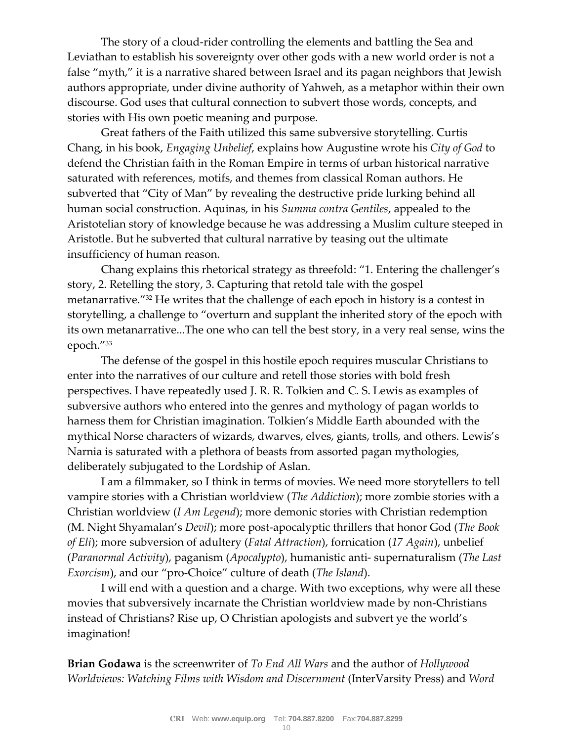The story of a cloud-rider controlling the elements and battling the Sea and Leviathan to establish his sovereignty over other gods with a new world order is not a false "myth," it is a narrative shared between Israel and its pagan neighbors that Jewish authors appropriate, under divine authority of Yahweh, as a metaphor within their own discourse. God uses that cultural connection to subvert those words, concepts, and stories with His own poetic meaning and purpose.

Great fathers of the Faith utilized this same subversive storytelling. Curtis Chang, in his book, *Engaging Unbelief*, explains how Augustine wrote his *City of God* to defend the Christian faith in the Roman Empire in terms of urban historical narrative saturated with references, motifs, and themes from classical Roman authors. He subverted that "City of Man" by revealing the destructive pride lurking behind all human social construction. Aquinas, in his *Summa contra Gentiles*, appealed to the Aristotelian story of knowledge because he was addressing a Muslim culture steeped in Aristotle. But he subverted that cultural narrative by teasing out the ultimate insufficiency of human reason.

Chang explains this rhetorical strategy as threefold: "1. Entering the challenger's story, 2. Retelling the story, 3. Capturing that retold tale with the gospel metanarrative."[32] He writes that the challenge of each epoch in history is a contest in storytelling, a challenge to "overturn and supplant the inherited story of the epoch with its own metanarrative...The one who can tell the best story, in a very real sense, wins the epoch."[33]

The defense of the gospel in this hostile epoch requires muscular Christians to enter into the narratives of our culture and retell those stories with bold fresh perspectives. I have repeatedly used J. R. R. Tolkien and C. S. Lewis as examples of subversive authors who entered into the genres and mythology of pagan worlds to harness them for Christian imagination. Tolkien's Middle Earth abounded with the mythical Norse characters of wizards, dwarves, elves, giants, trolls, and others. Lewis's Narnia is saturated with a plethora of beasts from assorted pagan mythologies, deliberately subjugated to the Lordship of Aslan.

I am a filmmaker, so I think in terms of movies. We need more storytellers to tell vampire stories with a Christian worldview (*The Addiction*); more zombie stories with a Christian worldview (*I Am Legend*); more demonic stories with Christian redemption (M. Night Shyamalan's *Devil*); more post-apocalyptic thrillers that honor God (*The Book of Eli*); more subversion of adultery (*Fatal Attraction*), fornication (*17 Again*), unbelief (*Paranormal Activity*), paganism (*Apocalypto*), humanistic anti- supernaturalism (*The Last Exorcism*), and our "pro-Choice" culture of death (*The Island*).

I will end with a question and a charge. With two exceptions, why were all these movies that subversively incarnate the Christian worldview made by non-Christians instead of Christians? Rise up, O Christian apologists and subvert ye the world's imagination!

**Brian Godawa** is the screenwriter of *To End All Wars* and the author of *Hollywood Worldviews: Watching Films with Wisdom and Discernment* (InterVarsity Press) and *Word*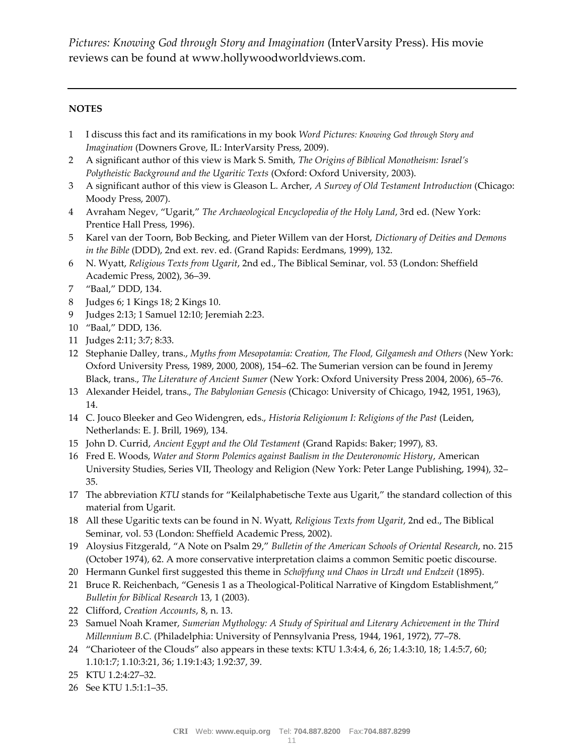*Pictures: Knowing God through Story and Imagination* (InterVarsity Press). His movie reviews can be found at www.hollywoodworldviews.com.

---

**NOTES**

1. I discuss this fact and its ramifications in my book *Word Pictures: Knowing God through Story and Imagination* (Downers Grove, IL: InterVarsity Press, 2009).
2. A significant author of this view is Mark S. Smith, *The Origins of Biblical Monotheism: Israel's Polytheistic Background and the Ugaritic Texts* (Oxford: Oxford University, 2003).
3. A significant author of this view is Gleason L. Archer, *A Survey of Old Testament Introduction* (Chicago: Moody Press, 2007).
4. Avraham Negev, "Ugarit," *The Archaeological Encyclopedia of the Holy Land*, 3rd ed. (New York: Prentice Hall Press, 1996).
5. Karel van der Toorn, Bob Becking, and Pieter Willem van der Horst, *Dictionary of Deities and Demons in the Bible* (DDD), 2nd ext. rev. ed. (Grand Rapids: Eerdmans, 1999), 132.
6. N. Wyatt, *Religious Texts from Ugarit*, 2nd ed., The Biblical Seminar, vol. 53 (London: Sheffield Academic Press, 2002), 36–39.
7. "Baal," DDD, 134.
8. Judges 6; 1 Kings 18; 2 Kings 10.
9. Judges 2:13; 1 Samuel 12:10; Jeremiah 2:23.
10. "Baal," DDD, 136.
11. Judges 2:11; 3:7; 8:33.
12. Stephanie Dalley, trans., *Myths from Mesopotamia: Creation, The Flood, Gilgamesh and Others* (New York: Oxford University Press, 1989, 2000, 2008), 154–62. The Sumerian version can be found in Jeremy Black, trans., *The Literature of Ancient Sumer* (New York: Oxford University Press 2004, 2006), 65–76.
13. Alexander Heidel, trans., *The Babylonian Genesis* (Chicago: University of Chicago, 1942, 1951, 1963), 14.
14. C. Jouco Bleeker and Geo Widengren, eds., *Historia Religionum I: Religions of the Past* (Leiden, Netherlands: E. J. Brill, 1969), 134.
15. John D. Currid, *Ancient Egypt and the Old Testament* (Grand Rapids: Baker; 1997), 83.
16. Fred E. Woods, *Water and Storm Polemics against Baalism in the Deuteronomic History*, American University Studies, Series VII, Theology and Religion (New York: Peter Lange Publishing, 1994), 32–35.
17. The abbreviation *KTU* stands for "Keilalphabetische Texte aus Ugarit," the standard collection of this material from Ugarit.
18. All these Ugaritic texts can be found in N. Wyatt, *Religious Texts from Ugarit*, 2nd ed., The Biblical Seminar, vol. 53 (London: Sheffield Academic Press, 2002).
19. Aloysius Fitzgerald, "A Note on Psalm 29," *Bulletin of the American Schools of Oriental Research*, no. 215 (October 1974), 62. A more conservative interpretation claims a common Semitic poetic discourse.
20. Hermann Gunkel first suggested this theme in *Schöpfung und Chaos in Urzdt and Endzeit* (1895).
21. Bruce R. Reichenbach, "Genesis 1 as a Theological-Political Narrative of Kingdom Establishment," *Bulletin for Biblical Research* 13, 1 (2003).
22. Clifford, *Creation Accounts*, 8, n. 13.
23. Samuel Noah Kramer, *Sumerian Mythology: A Study of Spiritual and Literary Achievement in the Third Millennium B.C.* (Philadelphia: University of Pennsylvania Press, 1944, 1961, 1972), 77–78.
24. "Charioteer of the Clouds" also appears in these texts: KTU 1.3:4:4, 6, 26; 1.4:3:10, 18; 1.4:5:7, 60; 1.10:1:7; 1.10:3:21, 36; 1.19:1:43; 1.92:37, 39.
25. KTU 1.2:4:27–32.
26. See KTU 1.5:1:1–35.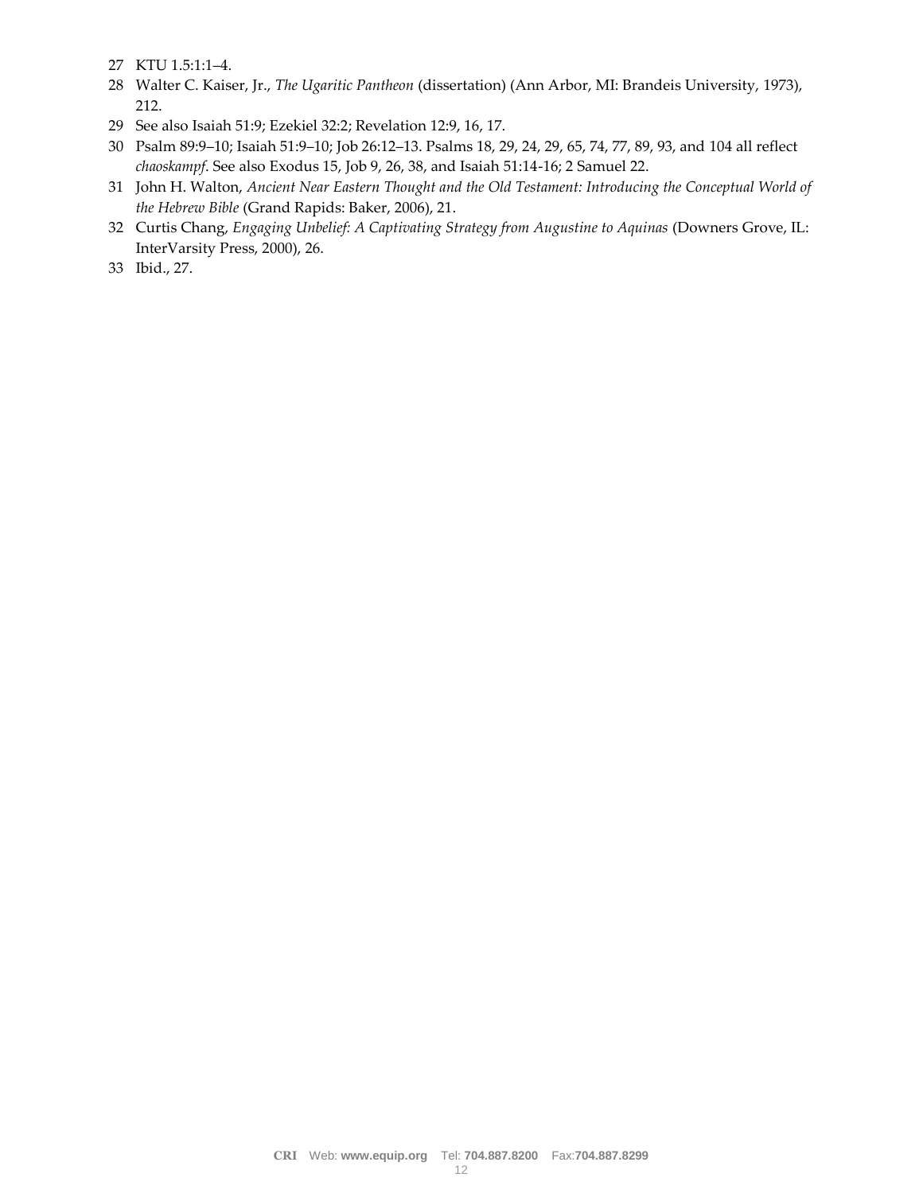27 KTU 1.5:1:1–4.

28 Walter C. Kaiser, Jr., *The Ugaritic Pantheon* (dissertation) (Ann Arbor, MI: Brandeis University, 1973), 212.

29 See also Isaiah 51:9; Ezekiel 32:2; Revelation 12:9, 16, 17.

30 Psalm 89:9–10; Isaiah 51:9–10; Job 26:12–13. Psalms 18, 29, 24, 29, 65, 74, 77, 89, 93, and 104 all reflect *chaoskampf*. See also Exodus 15, Job 9, 26, 38, and Isaiah 51:14-16; 2 Samuel 22.

31 John H. Walton, *Ancient Near Eastern Thought and the Old Testament: Introducing the Conceptual World of the Hebrew Bible* (Grand Rapids: Baker, 2006), 21.

32 Curtis Chang, *Engaging Unbelief: A Captivating Strategy from Augustine to Aquinas* (Downers Grove, IL: InterVarsity Press, 2000), 26.

33 Ibid., 27.